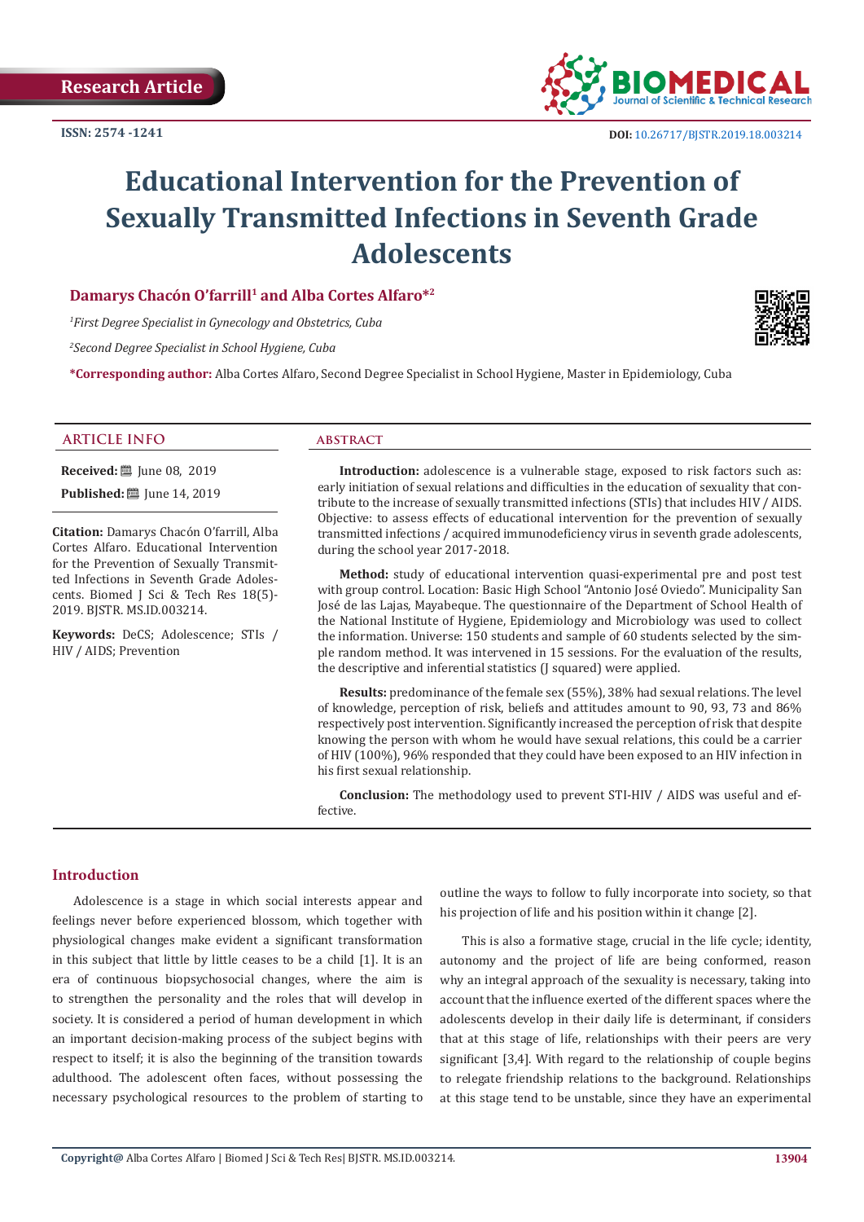Research Article

ISSN: 2574 -1241

DOI: 10.26717/BJSTR.2019.18.003214

# Educational Intervention for the Prevention of Sexually Transmitted Infections in Seventh Grade Adolescents

**Damarys Chacón O'farrill[1] and Alba Cortes Alfaro*[2]**

*[1]First Degree Specialist in Gynecology and Obstetrics, Cuba*

*[2]Second Degree Specialist in School Hygiene, Cuba*

**\*Corresponding author:** Alba Cortes Alfaro, Second Degree Specialist in School Hygiene, Master in Epidemiology, Cuba

## ARTICLE INFO

**Received:** June 08, 2019

**Published:** June 14, 2019

**Citation:** Damarys Chacón O'farrill, Alba Cortes Alfaro. Educational Intervention for the Prevention of Sexually Transmitted Infections in Seventh Grade Adolescents. Biomed J Sci & Tech Res 18(5)-2019. BJSTR. MS.ID.003214.

**Keywords:** DeCS; Adolescence; STIs / HIV / AIDS; Prevention

## ABSTRACT

**Introduction:** adolescence is a vulnerable stage, exposed to risk factors such as: early initiation of sexual relations and difficulties in the education of sexuality that contribute to the increase of sexually transmitted infections (STIs) that includes HIV / AIDS. Objective: to assess effects of educational intervention for the prevention of sexually transmitted infections / acquired immunodeficiency virus in seventh grade adolescents, during the school year 2017-2018.

**Method:** study of educational intervention quasi-experimental pre and post test with group control. Location: Basic High School "Antonio José Oviedo". Municipality San José de las Lajas, Mayabeque. The questionnaire of the Department of School Health of the National Institute of Hygiene, Epidemiology and Microbiology was used to collect the information. Universe: 150 students and sample of 60 students selected by the simple random method. It was intervened in 15 sessions. For the evaluation of the results, the descriptive and inferential statistics (J squared) were applied.

**Results:** predominance of the female sex (55%), 38% had sexual relations. The level of knowledge, perception of risk, beliefs and attitudes amount to 90, 93, 73 and 86% respectively post intervention. Significantly increased the perception of risk that despite knowing the person with whom he would have sexual relations, this could be a carrier of HIV (100%), 96% responded that they could have been exposed to an HIV infection in his first sexual relationship.

**Conclusion:** The methodology used to prevent STI-HIV / AIDS was useful and effective.

## Introduction

Adolescence is a stage in which social interests appear and feelings never before experienced blossom, which together with physiological changes make evident a significant transformation in this subject that little by little ceases to be a child [1]. It is an era of continuous biopsychosocial changes, where the aim is to strengthen the personality and the roles that will develop in society. It is considered a period of human development in which an important decision-making process of the subject begins with respect to itself; it is also the beginning of the transition towards adulthood. The adolescent often faces, without possessing the necessary psychological resources to the problem of starting to outline the ways to follow to fully incorporate into society, so that his projection of life and his position within it change [2].

This is also a formative stage, crucial in the life cycle; identity, autonomy and the project of life are being conformed, reason why an integral approach of the sexuality is necessary, taking into account that the influence exerted of the different spaces where the adolescents develop in their daily life is determinant, if considers that at this stage of life, relationships with their peers are very significant [3,4]. With regard to the relationship of couple begins to relegate friendship relations to the background. Relationships at this stage tend to be unstable, since they have an experimental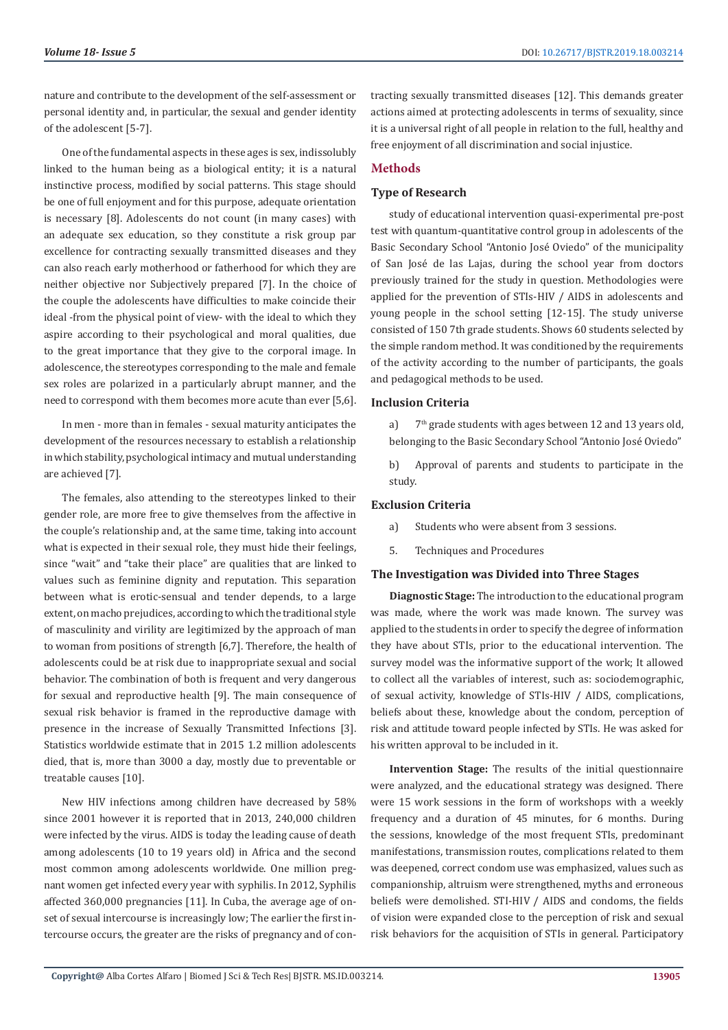nature and contribute to the development of the self-assessment or personal identity and, in particular, the sexual and gender identity of the adolescent [5-7].

One of the fundamental aspects in these ages is sex, indissolubly linked to the human being as a biological entity; it is a natural instinctive process, modified by social patterns. This stage should be one of full enjoyment and for this purpose, adequate orientation is necessary [8]. Adolescents do not count (in many cases) with an adequate sex education, so they constitute a risk group par excellence for contracting sexually transmitted diseases and they can also reach early motherhood or fatherhood for which they are neither objective nor Subjectively prepared [7]. In the choice of the couple the adolescents have difficulties to make coincide their ideal -from the physical point of view- with the ideal to which they aspire according to their psychological and moral qualities, due to the great importance that they give to the corporal image. In adolescence, the stereotypes corresponding to the male and female sex roles are polarized in a particularly abrupt manner, and the need to correspond with them becomes more acute than ever [5,6].

In men - more than in females - sexual maturity anticipates the development of the resources necessary to establish a relationship in which stability, psychological intimacy and mutual understanding are achieved [7].

The females, also attending to the stereotypes linked to their gender role, are more free to give themselves from the affective in the couple's relationship and, at the same time, taking into account what is expected in their sexual role, they must hide their feelings, since "wait" and "take their place" are qualities that are linked to values such as feminine dignity and reputation. This separation between what is erotic-sensual and tender depends, to a large extent, on macho prejudices, according to which the traditional style of masculinity and virility are legitimized by the approach of man to woman from positions of strength [6,7]. Therefore, the health of adolescents could be at risk due to inappropriate sexual and social behavior. The combination of both is frequent and very dangerous for sexual and reproductive health [9]. The main consequence of sexual risk behavior is framed in the reproductive damage with presence in the increase of Sexually Transmitted Infections [3]. Statistics worldwide estimate that in 2015 1.2 million adolescents died, that is, more than 3000 a day, mostly due to preventable or treatable causes [10].

New HIV infections among children have decreased by 58% since 2001 however it is reported that in 2013, 240,000 children were infected by the virus. AIDS is today the leading cause of death among adolescents (10 to 19 years old) in Africa and the second most common among adolescents worldwide. One million pregnant women get infected every year with syphilis. In 2012, Syphilis affected 360,000 pregnancies [11]. In Cuba, the average age of onset of sexual intercourse is increasingly low; The earlier the first intercourse occurs, the greater are the risks of pregnancy and of contracting sexually transmitted diseases [12]. This demands greater actions aimed at protecting adolescents in terms of sexuality, since it is a universal right of all people in relation to the full, healthy and free enjoyment of all discrimination and social injustice.

## Methods

### Type of Research

study of educational intervention quasi-experimental pre-post test with quantum-quantitative control group in adolescents of the Basic Secondary School "Antonio José Oviedo" of the municipality of San José de las Lajas, during the school year from doctors previously trained for the study in question. Methodologies were applied for the prevention of STIs-HIV / AIDS in adolescents and young people in the school setting [12-15]. The study universe consisted of 150 7th grade students. Shows 60 students selected by the simple random method. It was conditioned by the requirements of the activity according to the number of participants, the goals and pedagogical methods to be used.

### Inclusion Criteria

a) 7th grade students with ages between 12 and 13 years old, belonging to the Basic Secondary School "Antonio José Oviedo"

b) Approval of parents and students to participate in the study.

### Exclusion Criteria

a) Students who were absent from 3 sessions.

5. Techniques and Procedures

### The Investigation was Divided into Three Stages

**Diagnostic Stage:** The introduction to the educational program was made, where the work was made known. The survey was applied to the students in order to specify the degree of information they have about STIs, prior to the educational intervention. The survey model was the informative support of the work; It allowed to collect all the variables of interest, such as: sociodemographic, of sexual activity, knowledge of STIs-HIV / AIDS, complications, beliefs about these, knowledge about the condom, perception of risk and attitude toward people infected by STIs. He was asked for his written approval to be included in it.

**Intervention Stage:** The results of the initial questionnaire were analyzed, and the educational strategy was designed. There were 15 work sessions in the form of workshops with a weekly frequency and a duration of 45 minutes, for 6 months. During the sessions, knowledge of the most frequent STIs, predominant manifestations, transmission routes, complications related to them was deepened, correct condom use was emphasized, values such as companionship, altruism were strengthened, myths and erroneous beliefs were demolished. STI-HIV / AIDS and condoms, the fields of vision were expanded close to the perception of risk and sexual risk behaviors for the acquisition of STIs in general. Participatory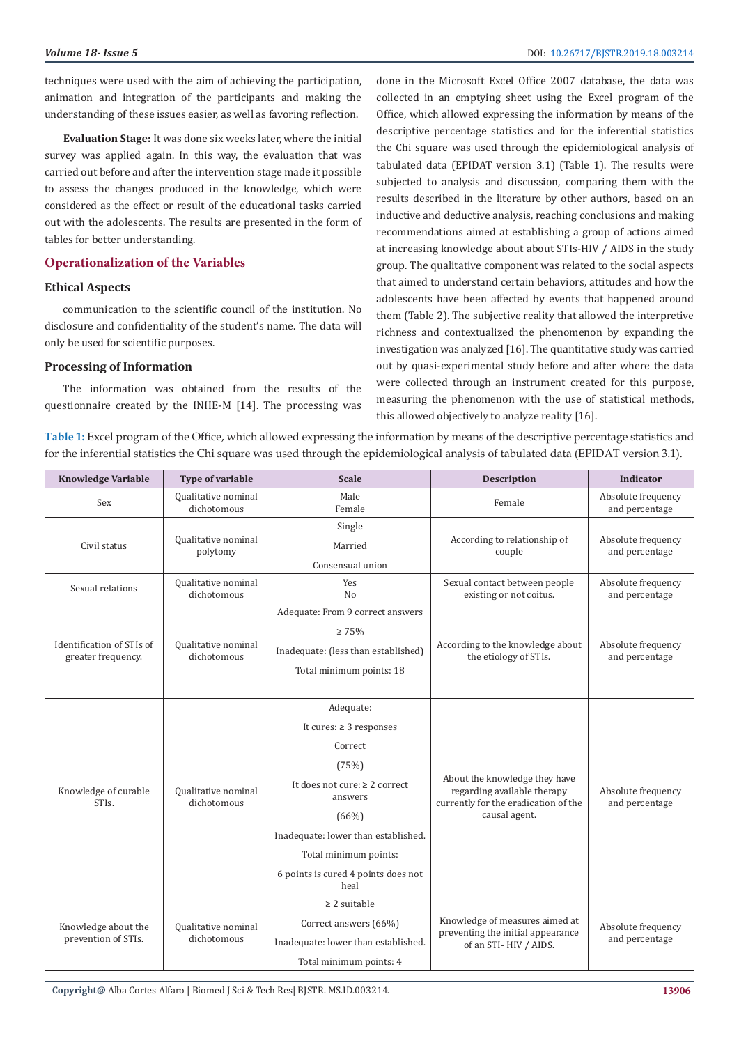techniques were used with the aim of achieving the participation, animation and integration of the participants and making the understanding of these issues easier, as well as favoring reflection.

**Evaluation Stage:** It was done six weeks later, where the initial survey was applied again. In this way, the evaluation that was carried out before and after the intervention stage made it possible to assess the changes produced in the knowledge, which were considered as the effect or result of the educational tasks carried out with the adolescents. The results are presented in the form of tables for better understanding.

## Operationalization of the Variables

### Ethical Aspects

communication to the scientific council of the institution. No disclosure and confidentiality of the student's name. The data will only be used for scientific purposes.

### Processing of Information

The information was obtained from the results of the questionnaire created by the INHE-M [14]. The processing was done in the Microsoft Excel Office 2007 database, the data was collected in an emptying sheet using the Excel program of the Office, which allowed expressing the information by means of the descriptive percentage statistics and for the inferential statistics the Chi square was used through the epidemiological analysis of tabulated data (EPIDAT version 3.1) (Table 1). The results were subjected to analysis and discussion, comparing them with the results described in the literature by other authors, based on an inductive and deductive analysis, reaching conclusions and making recommendations aimed at establishing a group of actions aimed at increasing knowledge about about STIs-HIV / AIDS in the study group. The qualitative component was related to the social aspects that aimed to understand certain behaviors, attitudes and how the adolescents have been affected by events that happened around them (Table 2). The subjective reality that allowed the interpretive richness and contextualized the phenomenon by expanding the investigation was analyzed [16]. The quantitative study was carried out by quasi-experimental study before and after where the data were collected through an instrument created for this purpose, measuring the phenomenon with the use of statistical methods, this allowed objectively to analyze reality [16].

**Table 1:** Excel program of the Office, which allowed expressing the information by means of the descriptive percentage statistics and for the inferential statistics the Chi square was used through the epidemiological analysis of tabulated data (EPIDAT version 3.1).

| Knowledge Variable | Type of variable | Scale | Description | Indicator |
|---|---|---|---|---|
| Sex | Qualitative nominal dichotomous | Male<br>Female | Female | Absolute frequency and percentage |
| Civil status | Qualitative nominal polytomy | Single<br>Married<br>Consensual union | According to relationship of couple | Absolute frequency and percentage |
| Sexual relations | Qualitative nominal dichotomous | Yes<br>No | Sexual contact between people existing or not coitus. | Absolute frequency and percentage |
| Identification of STIs of greater frequency. | Qualitative nominal dichotomous | Adequate: From 9 correct answers<br>≥ 75%<br>Inadequate: (less than established)<br>Total minimum points: 18 | According to the knowledge about the etiology of STIs. | Absolute frequency and percentage |
| Knowledge of curable STIs. | Qualitative nominal dichotomous | Adequate:<br>It cures: ≥ 3 responses<br>Correct<br>(75%)<br>It does not cure: ≥ 2 correct answers<br>(66%)<br>Inadequate: lower than established.<br>Total minimum points:<br>6 points is cured 4 points does not heal | About the knowledge they have regarding available therapy currently for the eradication of the causal agent. | Absolute frequency and percentage |
| Knowledge about the prevention of STIs. | Qualitative nominal dichotomous | ≥ 2 suitable<br>Correct answers (66%)<br>Inadequate: lower than established.<br>Total minimum points: 4 | Knowledge of measures aimed at preventing the initial appearance of an STI- HIV / AIDS. | Absolute frequency and percentage |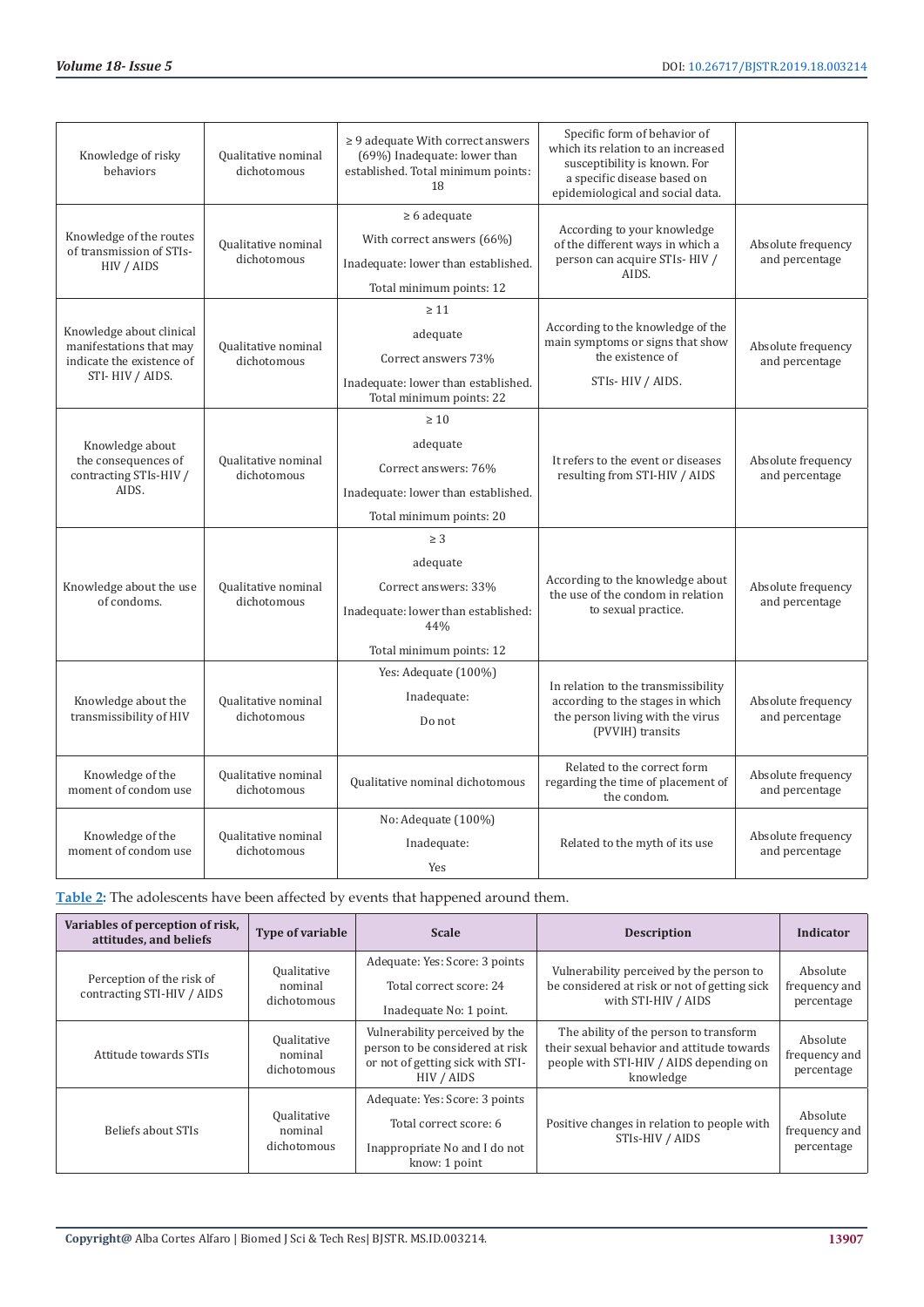| Knowledge of risky behaviors | Qualitative nominal dichotomous | ≥ 9 adequate With correct answers (69%) Inadequate: lower than established. Total minimum points: 18 | Specific form of behavior of which its relation to an increased susceptibility is known. For a specific disease based on epidemiological and social data. | |
|---|---|---|---|---|
| Knowledge of the routes of transmission of STIs-HIV / AIDS | Qualitative nominal dichotomous | ≥ 6 adequate<br>With correct answers (66%)<br>Inadequate: lower than established.<br>Total minimum points: 12 | According to your knowledge of the different ways in which a person can acquire STIs- HIV / AIDS. | Absolute frequency and percentage |
| Knowledge about clinical manifestations that may indicate the existence of STI- HIV / AIDS. | Qualitative nominal dichotomous | ≥ 11<br>adequate<br>Correct answers 73%<br>Inadequate: lower than established. Total minimum points: 22 | According to the knowledge of the main symptoms or signs that show the existence of<br>STIs- HIV / AIDS. | Absolute frequency and percentage |
| Knowledge about the consequences of contracting STIs-HIV / AIDS. | Qualitative nominal dichotomous | ≥ 10<br>adequate<br>Correct answers: 76%<br>Inadequate: lower than established.<br>Total minimum points: 20 | It refers to the event or diseases resulting from STI-HIV / AIDS | Absolute frequency and percentage |
| Knowledge about the use of condoms. | Qualitative nominal dichotomous | ≥ 3<br>adequate<br>Correct answers: 33%<br>Inadequate: lower than established: 44%<br>Total minimum points: 12 | According to the knowledge about the use of the condom in relation to sexual practice. | Absolute frequency and percentage |
| Knowledge about the transmissibility of HIV | Qualitative nominal dichotomous | Yes: Adequate (100%)<br>Inadequate:<br>Do not | In relation to the transmissibility according to the stages in which the person living with the virus (PVVIH) transits | Absolute frequency and percentage |
| Knowledge of the moment of condom use | Qualitative nominal dichotomous | Qualitative nominal dichotomous | Related to the correct form regarding the time of placement of the condom. | Absolute frequency and percentage |
| Knowledge of the moment of condom use | Qualitative nominal dichotomous | No: Adequate (100%)<br>Inadequate:<br>Yes | Related to the myth of its use | Absolute frequency and percentage |

**Table 2:** The adolescents have been affected by events that happened around them.

| Variables of perception of risk, attitudes, and beliefs | Type of variable | Scale | Description | Indicator |
|---|---|---|---|---|
| Perception of the risk of contracting STI-HIV / AIDS | Qualitative nominal dichotomous | Adequate: Yes: Score: 3 points<br>Total correct score: 24<br>Inadequate No: 1 point. | Vulnerability perceived by the person to be considered at risk or not of getting sick with STI-HIV / AIDS | Absolute frequency and percentage |
| Attitude towards STIs | Qualitative nominal dichotomous | Vulnerability perceived by the person to be considered at risk or not of getting sick with STI-HIV / AIDS | The ability of the person to transform their sexual behavior and attitude towards people with STI-HIV / AIDS depending on knowledge | Absolute frequency and percentage |
| Beliefs about STIs | Qualitative nominal dichotomous | Adequate: Yes: Score: 3 points<br>Total correct score: 6<br>Inappropriate No and I do not know: 1 point | Positive changes in relation to people with STIs-HIV / AIDS | Absolute frequency and percentage |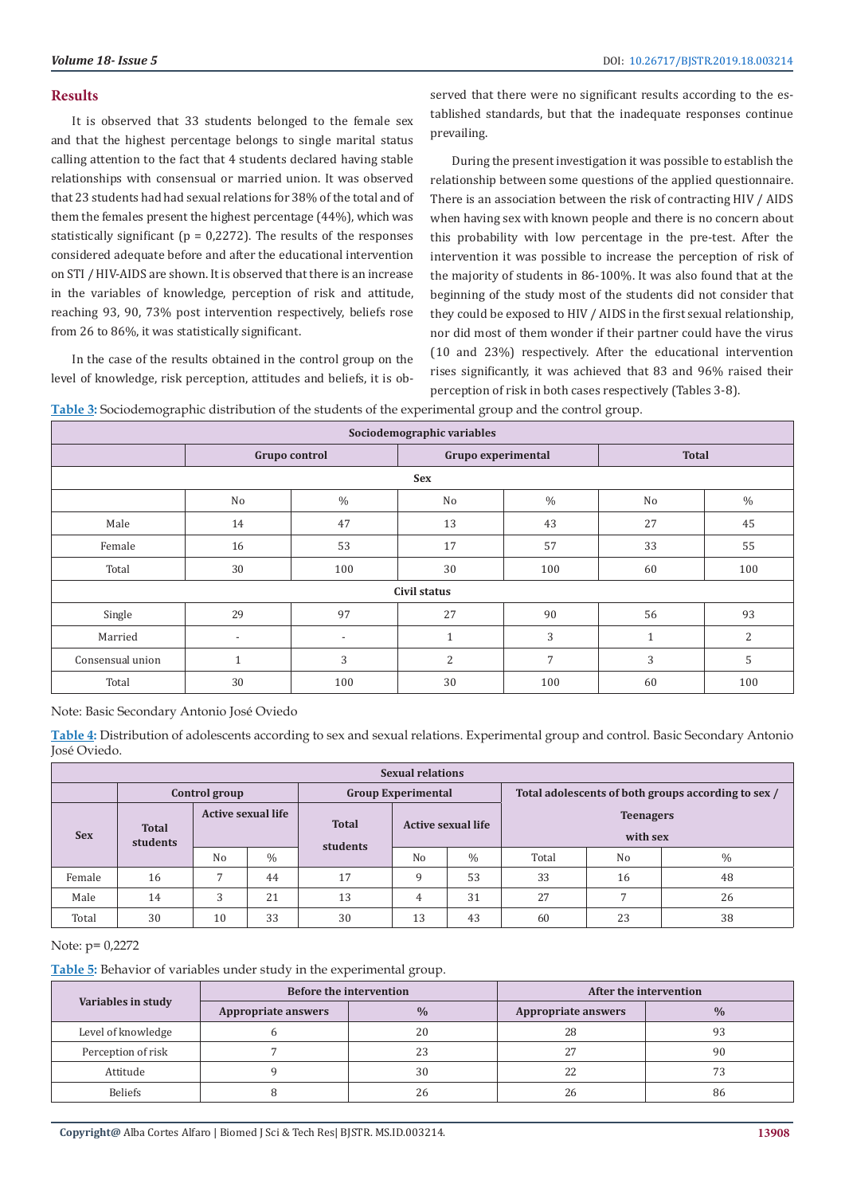## Results

It is observed that 33 students belonged to the female sex and that the highest percentage belongs to single marital status calling attention to the fact that 4 students declared having stable relationships with consensual or married union. It was observed that 23 students had had sexual relations for 38% of the total and of them the females present the highest percentage (44%), which was statistically significant (p = 0,2272). The results of the responses considered adequate before and after the educational intervention on STI / HIV-AIDS are shown. It is observed that there is an increase in the variables of knowledge, perception of risk and attitude, reaching 93, 90, 73% post intervention respectively, beliefs rose from 26 to 86%, it was statistically significant.

In the case of the results obtained in the control group on the level of knowledge, risk perception, attitudes and beliefs, it is observed that there were no significant results according to the established standards, but that the inadequate responses continue prevailing.

During the present investigation it was possible to establish the relationship between some questions of the applied questionnaire. There is an association between the risk of contracting HIV / AIDS when having sex with known people and there is no concern about this probability with low percentage in the pre-test. After the intervention it was possible to increase the perception of risk of the majority of students in 86-100%. It was also found that at the beginning of the study most of the students did not consider that they could be exposed to HIV / AIDS in the first sexual relationship, nor did most of them wonder if their partner could have the virus (10 and 23%) respectively. After the educational intervention rises significantly, it was achieved that 83 and 96% raised their perception of risk in both cases respectively (Tables 3-8).

**Table 3:** Sociodemographic distribution of the students of the experimental group and the control group.

| Sociodemographic variables | | | | | | |
|---|---|---|---|---|---|---|
| | Grupo control | | Grupo experimental | | Total | |
| **Sex** | | | | | | |
| | No | % | No | % | No | % |
| Male | 14 | 47 | 13 | 43 | 27 | 45 |
| Female | 16 | 53 | 17 | 57 | 33 | 55 |
| Total | 30 | 100 | 30 | 100 | 60 | 100 |
| **Civil status** | | | | | | |
| Single | 29 | 97 | 27 | 90 | 56 | 93 |
| Married | - | - | 1 | 3 | 1 | 2 |
| Consensual union | 1 | 3 | 2 | 7 | 3 | 5 |
| Total | 30 | 100 | 30 | 100 | 60 | 100 |

Note: Basic Secondary Antonio José Oviedo

**Table 4:** Distribution of adolescents according to sex and sexual relations. Experimental group and control. Basic Secondary Antonio José Oviedo.

| Sexual relations | | | | | | | | | |
|---|---|---|---|---|---|---|---|---|---|
| | Control group | | | Group Experimental | | | Total adolescents of both groups according to sex / | | |
| Sex | Total students | Active sexual life | | Total students | Active sexual life | | Teenagers with sex | | |
| | | No | % | | No | % | Total | No | % |
| Female | 16 | 7 | 44 | 17 | 9 | 53 | 33 | 16 | 48 |
| Male | 14 | 3 | 21 | 13 | 4 | 31 | 27 | 7 | 26 |
| Total | 30 | 10 | 33 | 30 | 13 | 43 | 60 | 23 | 38 |

Note: p= 0,2272

**Table 5:** Behavior of variables under study in the experimental group.

| Variables in study | Before the intervention | | After the intervention | |
|---|---|---|---|---|
| | Appropriate answers | % | Appropriate answers | % |
| Level of knowledge | 6 | 20 | 28 | 93 |
| Perception of risk | 7 | 23 | 27 | 90 |
| Attitude | 9 | 30 | 22 | 73 |
| Beliefs | 8 | 26 | 26 | 86 |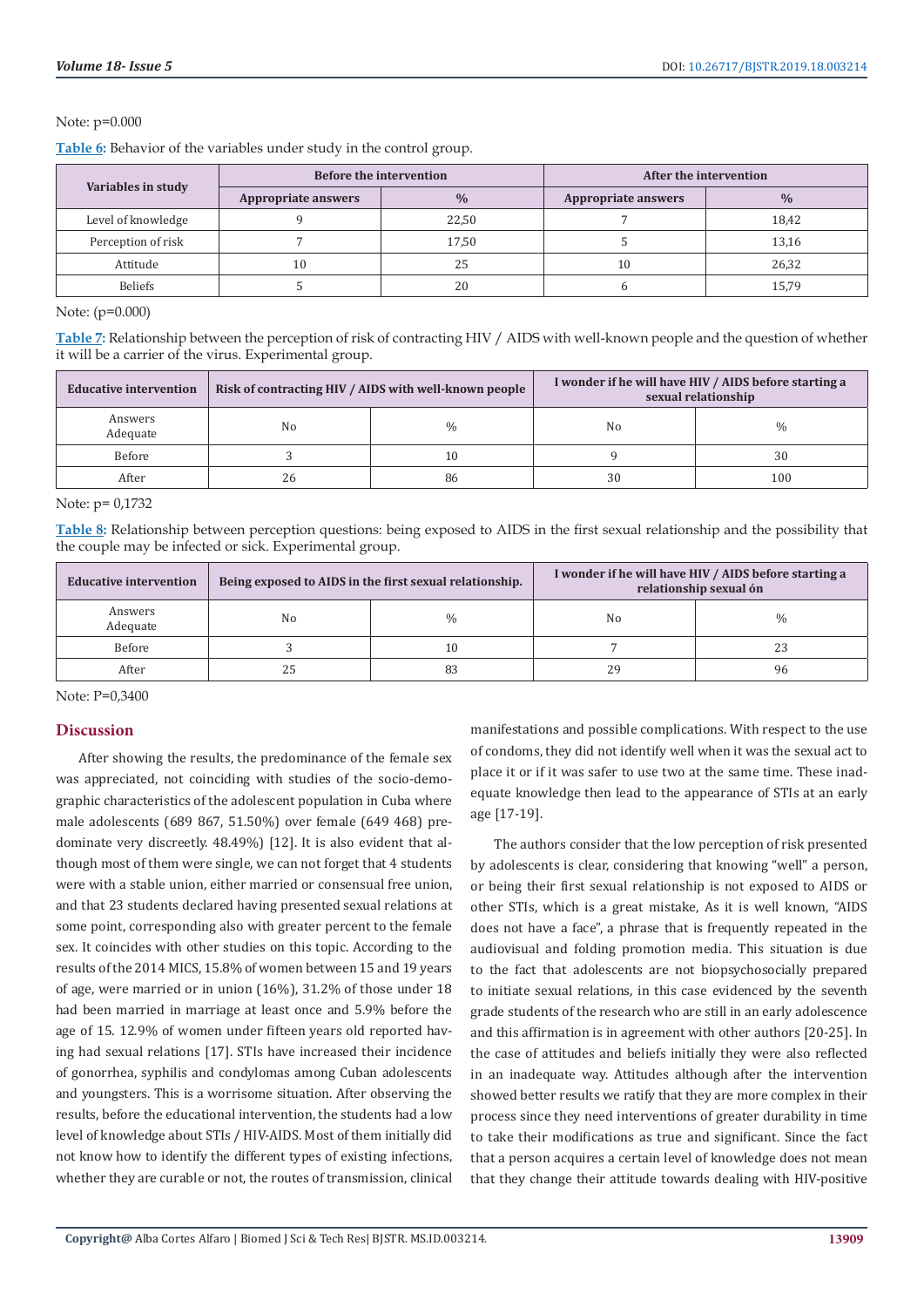Note: p=0.000

**Table 6:** Behavior of the variables under study in the control group.

| Variables in study | Before the intervention | | After the intervention | |
|---|---|---|---|---|
| | Appropriate answers | % | Appropriate answers | % |
| Level of knowledge | 9 | 22,50 | 7 | 18,42 |
| Perception of risk | 7 | 17,50 | 5 | 13,16 |
| Attitude | 10 | 25 | 10 | 26,32 |
| Beliefs | 5 | 20 | 6 | 15,79 |

Note: (p=0.000)

**Table 7:** Relationship between the perception of risk of contracting HIV / AIDS with well-known people and the question of whether it will be a carrier of the virus. Experimental group.

| Educative intervention | Risk of contracting HIV / AIDS with well-known people | | I wonder if he will have HIV / AIDS before starting a sexual relationship | |
|---|---|---|---|---|
| Answers Adequate | No | % | No | % |
| Before | 3 | 10 | 9 | 30 |
| After | 26 | 86 | 30 | 100 |

Note: p= 0,1732

**Table 8:** Relationship between perception questions: being exposed to AIDS in the first sexual relationship and the possibility that the couple may be infected or sick. Experimental group.

| Educative intervention | Being exposed to AIDS in the first sexual relationship. | | I wonder if he will have HIV / AIDS before starting a relationship sexual ón | |
|---|---|---|---|---|
| Answers Adequate | No | % | No | % |
| Before | 3 | 10 | 7 | 23 |
| After | 25 | 83 | 29 | 96 |

Note: P=0,3400

## Discussion

After showing the results, the predominance of the female sex was appreciated, not coinciding with studies of the socio-demographic characteristics of the adolescent population in Cuba where male adolescents (689 867, 51.50%) over female (649 468) predominate very discreetly. 48.49%) [12]. It is also evident that although most of them were single, we can not forget that 4 students were with a stable union, either married or consensual free union, and that 23 students declared having presented sexual relations at some point, corresponding also with greater percent to the female sex. It coincides with other studies on this topic. According to the results of the 2014 MICS, 15.8% of women between 15 and 19 years of age, were married or in union (16%), 31.2% of those under 18 had been married in marriage at least once and 5.9% before the age of 15. 12.9% of women under fifteen years old reported having had sexual relations [17]. STIs have increased their incidence of gonorrhea, syphilis and condylomas among Cuban adolescents and youngsters. This is a worrisome situation. After observing the results, before the educational intervention, the students had a low level of knowledge about STIs / HIV-AIDS. Most of them initially did not know how to identify the different types of existing infections, whether they are curable or not, the routes of transmission, clinical manifestations and possible complications. With respect to the use of condoms, they did not identify well when it was the sexual act to place it or if it was safer to use two at the same time. These inadequate knowledge then lead to the appearance of STIs at an early age [17-19].

The authors consider that the low perception of risk presented by adolescents is clear, considering that knowing "well" a person, or being their first sexual relationship is not exposed to AIDS or other STIs, which is a great mistake, As it is well known, "AIDS does not have a face", a phrase that is frequently repeated in the audiovisual and folding promotion media. This situation is due to the fact that adolescents are not biopsychosocially prepared to initiate sexual relations, in this case evidenced by the seventh grade students of the research who are still in an early adolescence and this affirmation is in agreement with other authors [20-25]. In the case of attitudes and beliefs initially they were also reflected in an inadequate way. Attitudes although after the intervention showed better results we ratify that they are more complex in their process since they need interventions of greater durability in time to take their modifications as true and significant. Since the fact that a person acquires a certain level of knowledge does not mean that they change their attitude towards dealing with HIV-positive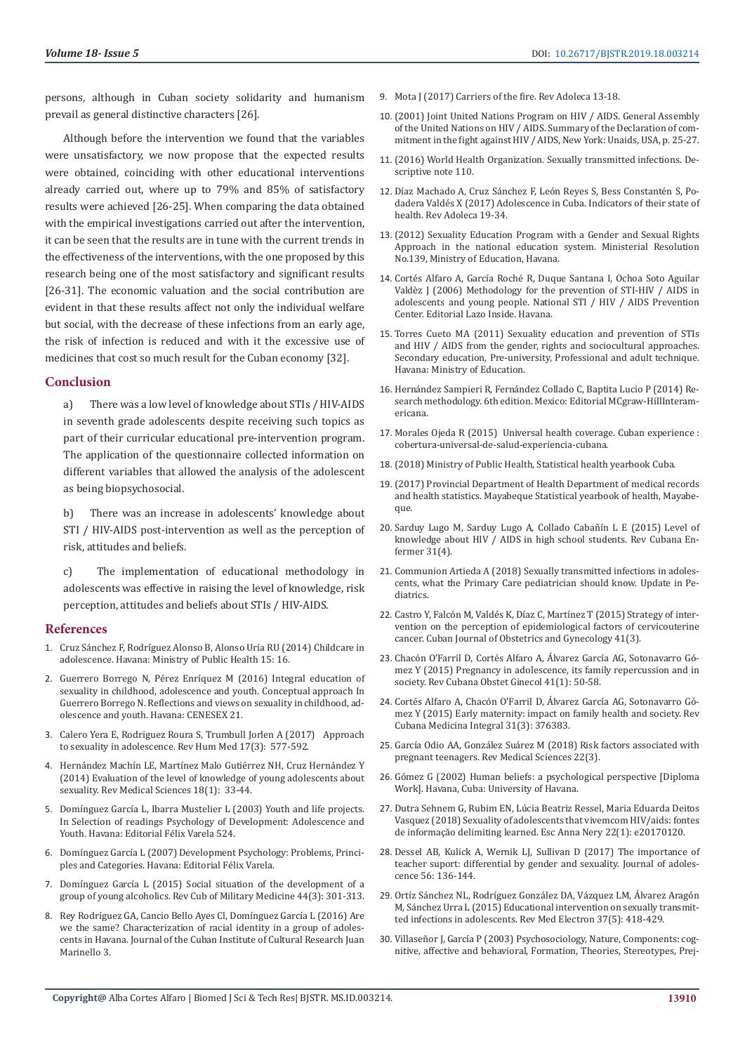persons, although in Cuban society solidarity and humanism prevail as general distinctive characters [26].

Although before the intervention we found that the variables were unsatisfactory, we now propose that the expected results were obtained, coinciding with other educational interventions already carried out, where up to 79% and 85% of satisfactory results were achieved [26-25]. When comparing the data obtained with the empirical investigations carried out after the intervention, it can be seen that the results are in tune with the current trends in the effectiveness of the interventions, with the one proposed by this research being one of the most satisfactory and significant results [26-31]. The economic valuation and the social contribution are evident in that these results affect not only the individual welfare but social, with the decrease of these infections from an early age, the risk of infection is reduced and with it the excessive use of medicines that cost so much result for the Cuban economy [32].

## Conclusion

a) There was a low level of knowledge about STIs / HIV-AIDS in seventh grade adolescents despite receiving such topics as part of their curricular educational pre-intervention program. The application of the questionnaire collected information on different variables that allowed the analysis of the adolescent as being biopsychosocial.

b) There was an increase in adolescents' knowledge about STI / HIV-AIDS post-intervention as well as the perception of risk, attitudes and beliefs.

c) The implementation of educational methodology in adolescents was effective in raising the level of knowledge, risk perception, attitudes and beliefs about STIs / HIV-AIDS.

## References

1. Cruz Sánchez F, Rodríguez Alonso B, Alonso Uría RU (2014) Childcare in adolescence. Havana: Ministry of Public Health 15: 16.
2. Guerrero Borrego N, Pérez Enríquez M (2016) Integral education of sexuality in childhood, adolescence and youth. Conceptual approach In Guerrero Borrego N. Reflections and views on sexuality in childhood, adolescence and youth. Havana: CENESEX 21.
3. Calero Yera E, Rodriguez Roura S, Trumbull Jorlen A (2017) Approach to sexuality in adolescence. Rev Hum Med 17(3): 577-592.
4. Hernández Machín LE, Martínez Malo Gutiérrez NH, Cruz Hernández Y (2014) Evaluation of the level of knowledge of young adolescents about sexuality. Rev Medical Sciences 18(1): 33-44.
5. Domínguez García L, Ibarra Mustelier L (2003) Youth and life projects. In Selection of readings Psychology of Development: Adolescence and Youth. Havana: Editorial Félix Varela 524.
6. Domínguez García L (2007) Development Psychology: Problems, Principles and Categories. Havana: Editorial Félix Varela.
7. Domínguez García L (2015) Social situation of the development of a group of young alcoholics. Rev Cub of Military Medicine 44(3): 301-313.
8. Rey Rodríguez GA, Cancio Bello Ayes Cl, Domínguez García L (2016) Are we the same? Characterization of racial identity in a group of adolescents in Havana. Journal of the Cuban Institute of Cultural Research Juan Marinello 3.
9. Mota J (2017) Carriers of the fire. Rev Adoleca 13-18.
10. (2001) Joint United Nations Program on HIV / AIDS. General Assembly of the United Nations on HIV / AIDS. Summary of the Declaration of commitment in the fight against HIV / AIDS, New York: Unaids, USA, p. 25-27.
11. (2016) World Health Organization. Sexually transmitted infections. Descriptive note 110.
12. Díaz Machado A, Cruz Sánchez F, León Reyes S, Bess Constantén S, Podadera Valdés X (2017) Adolescence in Cuba. Indicators of their state of health. Rev Adoleca 19-34.
13. (2012) Sexuality Education Program with a Gender and Sexual Rights Approach in the national education system. Ministerial Resolution No.139, Ministry of Education, Havana.
14. Cortés Alfaro A, García Roché R, Duque Santana I, Ochoa Soto Aguilar Valdèz J (2006) Methodology for the prevention of STI-HIV / AIDS in adolescents and young people. National STI / HIV / AIDS Prevention Center. Editorial Lazo Inside. Havana.
15. Torres Cueto MA (2011) Sexuality education and prevention of STIs and HIV / AIDS from the gender, rights and sociocultural approaches. Secondary education, Pre-university, Professional and adult technique. Havana: Ministry of Education.
16. Hernández Sampieri R, Fernández Collado C, Baptita Lucio P (2014) Research methodology. 6th edition. Mexico: Editorial MCgraw-HillInteramericana.
17. Morales Ojeda R (2015) Universal health coverage. Cuban experience : cobertura-universal-de-salud-experiencia-cubana.
18. (2018) Ministry of Public Health, Statistical health yearbook Cuba.
19. (2017) Provincial Department of Health Department of medical records and health statistics. Mayabeque Statistical yearbook of health, Mayabeque.
20. Sarduy Lugo M, Sarduy Lugo A, Collado Cabañín L E (2015) Level of knowledge about HIV / AIDS in high school students. Rev Cubana Enfermer 31(4).
21. Communion Artieda A (2018) Sexually transmitted infections in adolescents, what the Primary Care pediatrician should know. Update in Pediatrics.
22. Castro Y, Falcón M, Valdés K, Díaz C, Martínez T (2015) Strategy of intervention on the perception of epidemiological factors of cervicouterine cancer. Cuban Journal of Obstetrics and Gynecology 41(3).
23. Chacón O'Farril D, Cortés Alfaro A, Álvarez García AG, Sotonavarro Gómez Y (2015) Pregnancy in adolescence, its family repercussion and in society. Rev Cubana Obstet Ginecol 41(1): 50-58.
24. Cortés Alfaro A, Chacón O'Farril D, Álvarez García AG, Sotonavarro Gómez Y (2015) Early maternity: impact on family health and society. Rev Cubana Medicina Integral 31(3): 376383.
25. García Odio AA, González Suárez M (2018) Risk factors associated with pregnant teenagers. Rev Medical Sciences 22(3).
26. Gómez G (2002) Human beliefs: a psychological perspective [Diploma Work]. Havana, Cuba: University of Havana.
27. Dutra Sehnem G, Rubim EN, Lúcia Beatriz Ressel, Maria Eduarda Deitos Vasquez (2018) Sexuality of adolescents that vivemcom HIV/aids: fontes de informação delimiting learned. Esc Anna Nery 22(1): e20170120.
28. Dessel AB, Kulick A, Wernik LJ, Sullivan D (2017) The importance of teacher suport: differential by gender and sexuality. Journal of adolescence 56: 136-144.
29. Ortíz Sánchez NL, Rodríguez González DA, Vázquez LM, Álvarez Aragón M, Sánchez Urra L (2015) Educational intervention on sexually transmitted infections in adolescents. Rev Med Electron 37(5): 418-429.
30. Villaseñor J, García P (2003) Psychosociology, Nature, Components: cognitive, affective and behavioral, Formation, Theories, Stereotypes, Prej-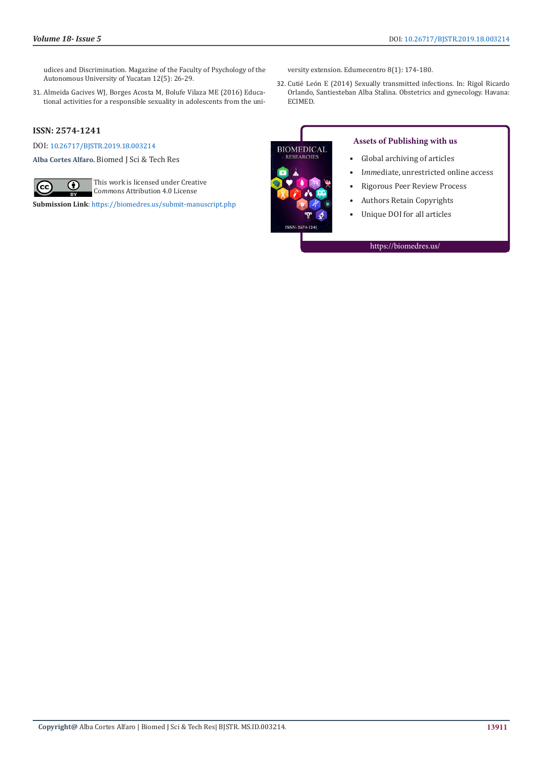udices and Discrimination. Magazine of the Faculty of Psychology of the Autonomous University of Yucatan 12(5): 26-29.

31. Almeida Gacives WJ, Borges Acosta M, Bolufe Vilaza ME (2016) Educational activities for a responsible sexuality in adolescents from the university extension. Edumecentro 8(1): 174-180.

32. Cutié León E (2014) Sexually transmitted infections. In: Rigol Ricardo Orlando, Santiesteban Alba Stalina. Obstetrics and gynecology. Havana: ECIMED.

**ISSN: 2574-1241**

DOI: 10.26717/BJSTR.2019.18.003214

**Alba Cortes Alfaro.** Biomed J Sci & Tech Res

This work is licensed under Creative Commons Attribution 4.0 License

**Submission Link**: https://biomedres.us/submit-manuscript.php

**Assets of Publishing with us**

- Global archiving of articles
- Immediate, unrestricted online access
- Rigorous Peer Review Process
- Authors Retain Copyrights
- Unique DOI for all articles

https://biomedres.us/